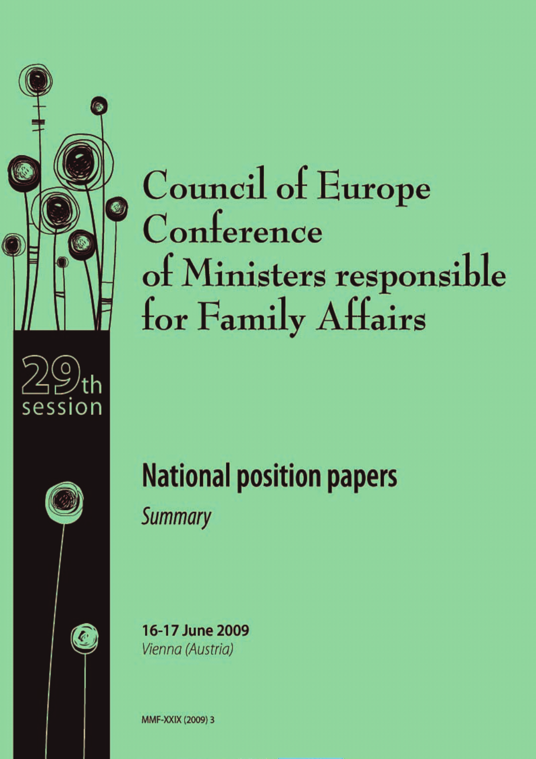29th session

# Council of Europe Conference of Ministers responsible for Family Affairs

## National position papers

*Summary*

**16-17 June 2009**
*Vienna (Austria)*

MMF-XXIX (2009) 3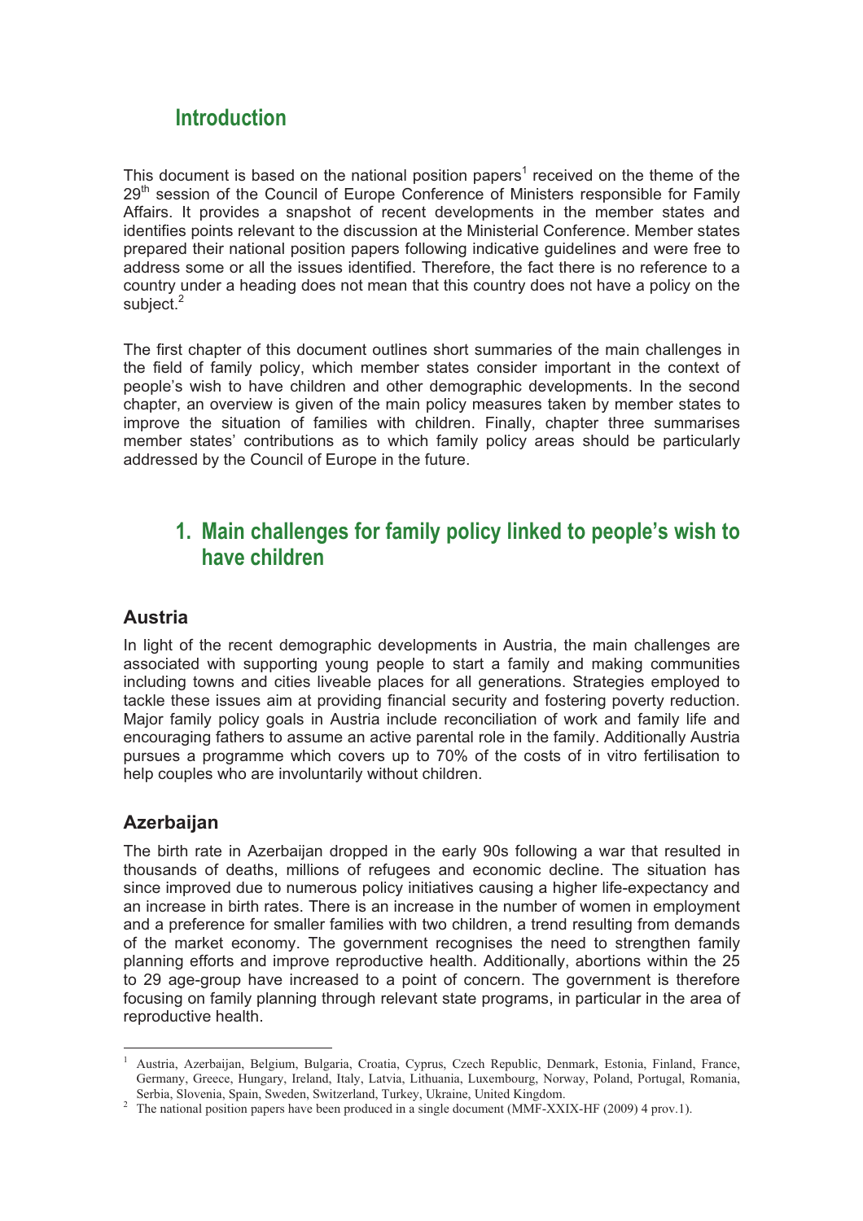## Introduction

This document is based on the national position papers[1] received on the theme of the 29th session of the Council of Europe Conference of Ministers responsible for Family Affairs. It provides a snapshot of recent developments in the member states and identifies points relevant to the discussion at the Ministerial Conference. Member states prepared their national position papers following indicative guidelines and were free to address some or all the issues identified. Therefore, the fact there is no reference to a country under a heading does not mean that this country does not have a policy on the subject.[2]

The first chapter of this document outlines short summaries of the main challenges in the field of family policy, which member states consider important in the context of people's wish to have children and other demographic developments. In the second chapter, an overview is given of the main policy measures taken by member states to improve the situation of families with children. Finally, chapter three summarises member states' contributions as to which family policy areas should be particularly addressed by the Council of Europe in the future.

## 1. Main challenges for family policy linked to people's wish to have children

### Austria

In light of the recent demographic developments in Austria, the main challenges are associated with supporting young people to start a family and making communities including towns and cities liveable places for all generations. Strategies employed to tackle these issues aim at providing financial security and fostering poverty reduction. Major family policy goals in Austria include reconciliation of work and family life and encouraging fathers to assume an active parental role in the family. Additionally Austria pursues a programme which covers up to 70% of the costs of in vitro fertilisation to help couples who are involuntarily without children.

### Azerbaijan

The birth rate in Azerbaijan dropped in the early 90s following a war that resulted in thousands of deaths, millions of refugees and economic decline. The situation has since improved due to numerous policy initiatives causing a higher life-expectancy and an increase in birth rates. There is an increase in the number of women in employment and a preference for smaller families with two children, a trend resulting from demands of the market economy. The government recognises the need to strengthen family planning efforts and improve reproductive health. Additionally, abortions within the 25 to 29 age-group have increased to a point of concern. The government is therefore focusing on family planning through relevant state programs, in particular in the area of reproductive health.

---

[1] Austria, Azerbaijan, Belgium, Bulgaria, Croatia, Cyprus, Czech Republic, Denmark, Estonia, Finland, France, Germany, Greece, Hungary, Ireland, Italy, Latvia, Lithuania, Luxembourg, Norway, Poland, Portugal, Romania, Serbia, Slovenia, Spain, Sweden, Switzerland, Turkey, Ukraine, United Kingdom.

[2] The national position papers have been produced in a single document (MMF-XXIX-HF (2009) 4 prov.1).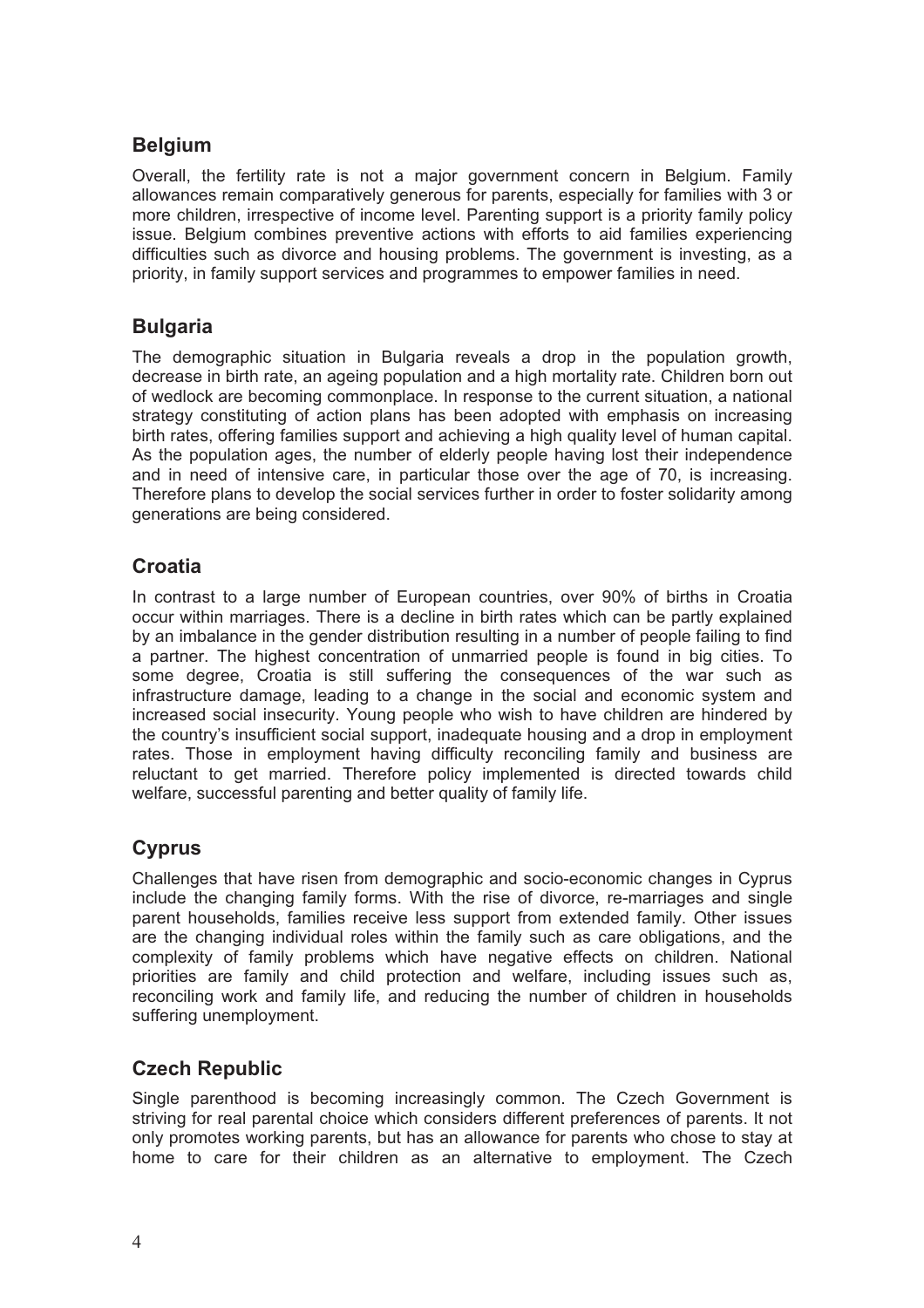## Belgium

Overall, the fertility rate is not a major government concern in Belgium. Family allowances remain comparatively generous for parents, especially for families with 3 or more children, irrespective of income level. Parenting support is a priority family policy issue. Belgium combines preventive actions with efforts to aid families experiencing difficulties such as divorce and housing problems. The government is investing, as a priority, in family support services and programmes to empower families in need.

## Bulgaria

The demographic situation in Bulgaria reveals a drop in the population growth, decrease in birth rate, an ageing population and a high mortality rate. Children born out of wedlock are becoming commonplace. In response to the current situation, a national strategy constituting of action plans has been adopted with emphasis on increasing birth rates, offering families support and achieving a high quality level of human capital. As the population ages, the number of elderly people having lost their independence and in need of intensive care, in particular those over the age of 70, is increasing. Therefore plans to develop the social services further in order to foster solidarity among generations are being considered.

## Croatia

In contrast to a large number of European countries, over 90% of births in Croatia occur within marriages. There is a decline in birth rates which can be partly explained by an imbalance in the gender distribution resulting in a number of people failing to find a partner. The highest concentration of unmarried people is found in big cities. To some degree, Croatia is still suffering the consequences of the war such as infrastructure damage, leading to a change in the social and economic system and increased social insecurity. Young people who wish to have children are hindered by the country's insufficient social support, inadequate housing and a drop in employment rates. Those in employment having difficulty reconciling family and business are reluctant to get married. Therefore policy implemented is directed towards child welfare, successful parenting and better quality of family life.

## Cyprus

Challenges that have risen from demographic and socio-economic changes in Cyprus include the changing family forms. With the rise of divorce, re-marriages and single parent households, families receive less support from extended family. Other issues are the changing individual roles within the family such as care obligations, and the complexity of family problems which have negative effects on children. National priorities are family and child protection and welfare, including issues such as, reconciling work and family life, and reducing the number of children in households suffering unemployment.

## Czech Republic

Single parenthood is becoming increasingly common. The Czech Government is striving for real parental choice which considers different preferences of parents. It not only promotes working parents, but has an allowance for parents who chose to stay at home to care for their children as an alternative to employment. The Czech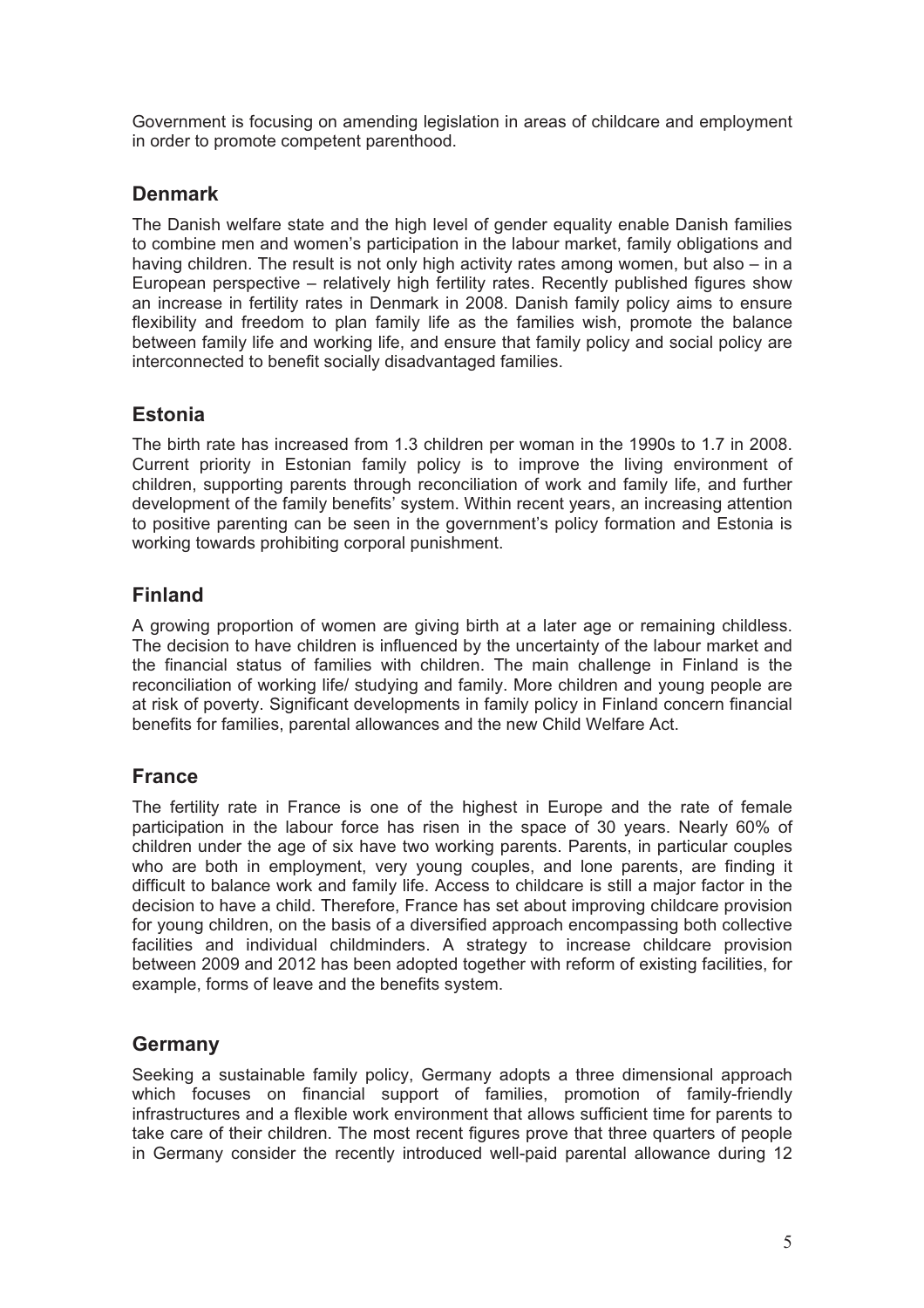Government is focusing on amending legislation in areas of childcare and employment in order to promote competent parenthood.

## Denmark

The Danish welfare state and the high level of gender equality enable Danish families to combine men and women's participation in the labour market, family obligations and having children. The result is not only high activity rates among women, but also – in a European perspective – relatively high fertility rates. Recently published figures show an increase in fertility rates in Denmark in 2008. Danish family policy aims to ensure flexibility and freedom to plan family life as the families wish, promote the balance between family life and working life, and ensure that family policy and social policy are interconnected to benefit socially disadvantaged families.

## Estonia

The birth rate has increased from 1.3 children per woman in the 1990s to 1.7 in 2008. Current priority in Estonian family policy is to improve the living environment of children, supporting parents through reconciliation of work and family life, and further development of the family benefits' system. Within recent years, an increasing attention to positive parenting can be seen in the government's policy formation and Estonia is working towards prohibiting corporal punishment.

## Finland

A growing proportion of women are giving birth at a later age or remaining childless. The decision to have children is influenced by the uncertainty of the labour market and the financial status of families with children. The main challenge in Finland is the reconciliation of working life/ studying and family. More children and young people are at risk of poverty. Significant developments in family policy in Finland concern financial benefits for families, parental allowances and the new Child Welfare Act.

## France

The fertility rate in France is one of the highest in Europe and the rate of female participation in the labour force has risen in the space of 30 years. Nearly 60% of children under the age of six have two working parents. Parents, in particular couples who are both in employment, very young couples, and lone parents, are finding it difficult to balance work and family life. Access to childcare is still a major factor in the decision to have a child. Therefore, France has set about improving childcare provision for young children, on the basis of a diversified approach encompassing both collective facilities and individual childminders. A strategy to increase childcare provision between 2009 and 2012 has been adopted together with reform of existing facilities, for example, forms of leave and the benefits system.

## Germany

Seeking a sustainable family policy, Germany adopts a three dimensional approach which focuses on financial support of families, promotion of family-friendly infrastructures and a flexible work environment that allows sufficient time for parents to take care of their children. The most recent figures prove that three quarters of people in Germany consider the recently introduced well-paid parental allowance during 12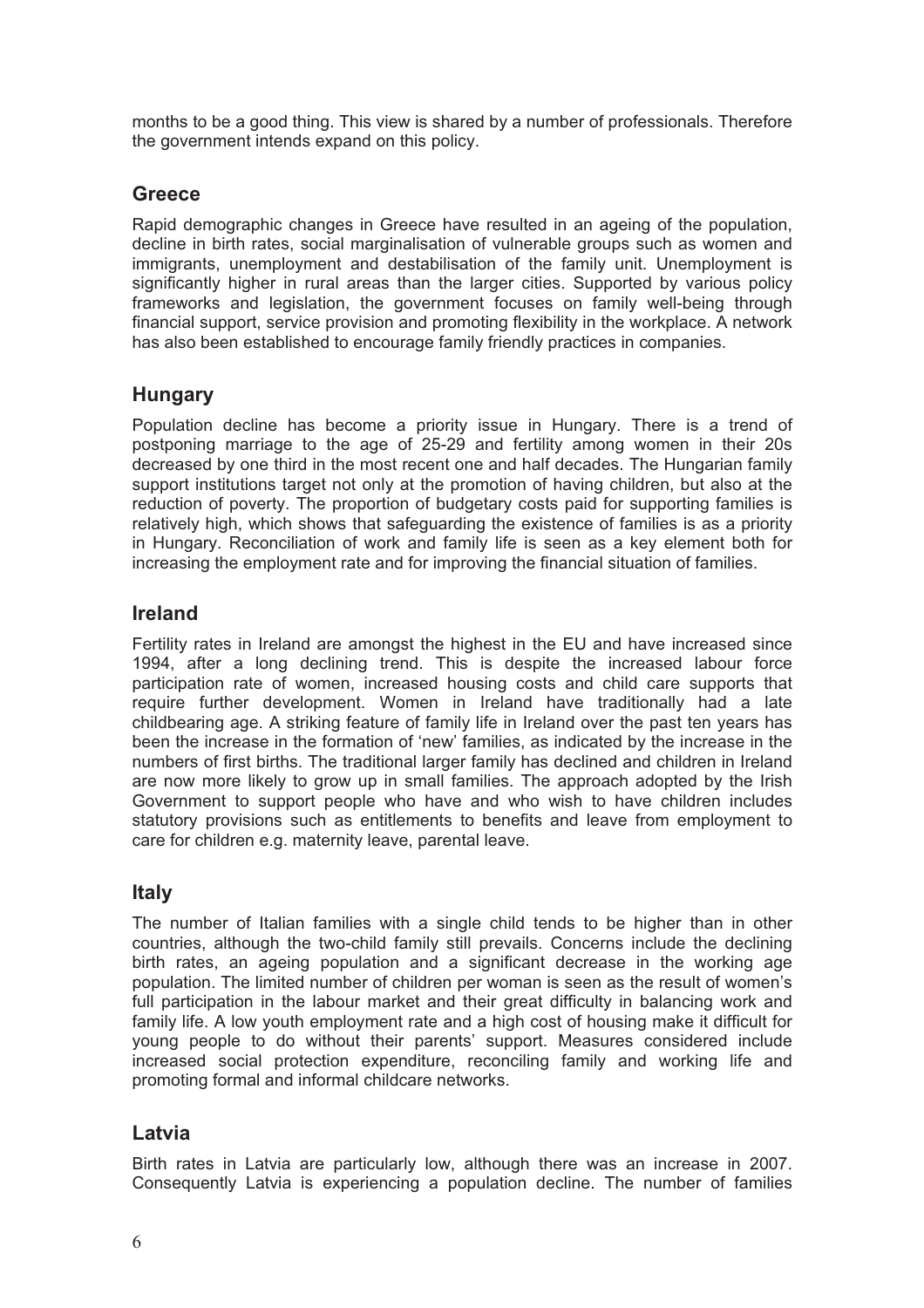months to be a good thing. This view is shared by a number of professionals. Therefore the government intends expand on this policy.

## Greece

Rapid demographic changes in Greece have resulted in an ageing of the population, decline in birth rates, social marginalisation of vulnerable groups such as women and immigrants, unemployment and destabilisation of the family unit. Unemployment is significantly higher in rural areas than the larger cities. Supported by various policy frameworks and legislation, the government focuses on family well-being through financial support, service provision and promoting flexibility in the workplace. A network has also been established to encourage family friendly practices in companies.

## Hungary

Population decline has become a priority issue in Hungary. There is a trend of postponing marriage to the age of 25-29 and fertility among women in their 20s decreased by one third in the most recent one and half decades. The Hungarian family support institutions target not only at the promotion of having children, but also at the reduction of poverty. The proportion of budgetary costs paid for supporting families is relatively high, which shows that safeguarding the existence of families is as a priority in Hungary. Reconciliation of work and family life is seen as a key element both for increasing the employment rate and for improving the financial situation of families.

## Ireland

Fertility rates in Ireland are amongst the highest in the EU and have increased since 1994, after a long declining trend. This is despite the increased labour force participation rate of women, increased housing costs and child care supports that require further development. Women in Ireland have traditionally had a late childbearing age. A striking feature of family life in Ireland over the past ten years has been the increase in the formation of 'new' families, as indicated by the increase in the numbers of first births. The traditional larger family has declined and children in Ireland are now more likely to grow up in small families. The approach adopted by the Irish Government to support people who have and who wish to have children includes statutory provisions such as entitlements to benefits and leave from employment to care for children e.g. maternity leave, parental leave.

## Italy

The number of Italian families with a single child tends to be higher than in other countries, although the two-child family still prevails. Concerns include the declining birth rates, an ageing population and a significant decrease in the working age population. The limited number of children per woman is seen as the result of women's full participation in the labour market and their great difficulty in balancing work and family life. A low youth employment rate and a high cost of housing make it difficult for young people to do without their parents' support. Measures considered include increased social protection expenditure, reconciling family and working life and promoting formal and informal childcare networks.

## Latvia

Birth rates in Latvia are particularly low, although there was an increase in 2007. Consequently Latvia is experiencing a population decline. The number of families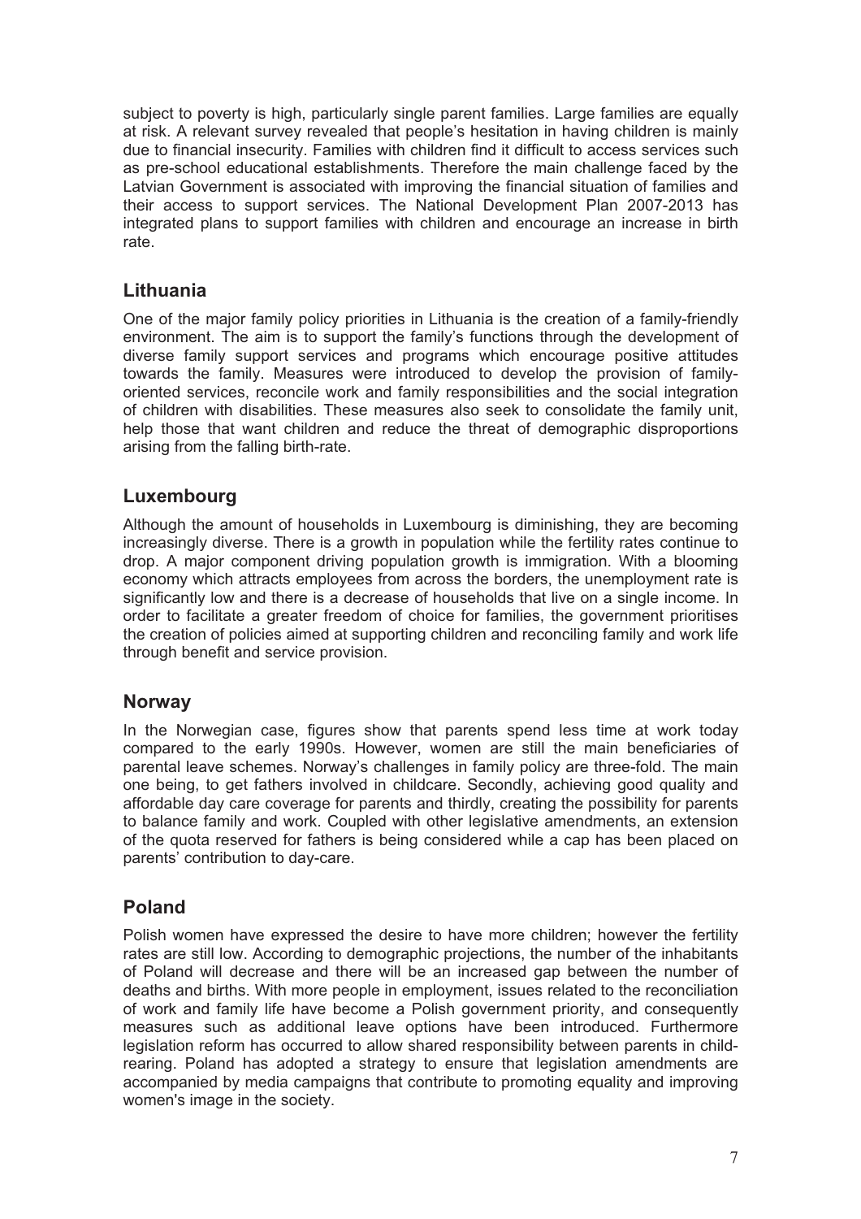subject to poverty is high, particularly single parent families. Large families are equally at risk. A relevant survey revealed that people's hesitation in having children is mainly due to financial insecurity. Families with children find it difficult to access services such as pre-school educational establishments. Therefore the main challenge faced by the Latvian Government is associated with improving the financial situation of families and their access to support services. The National Development Plan 2007-2013 has integrated plans to support families with children and encourage an increase in birth rate.

## Lithuania

One of the major family policy priorities in Lithuania is the creation of a family-friendly environment. The aim is to support the family's functions through the development of diverse family support services and programs which encourage positive attitudes towards the family. Measures were introduced to develop the provision of family-oriented services, reconcile work and family responsibilities and the social integration of children with disabilities. These measures also seek to consolidate the family unit, help those that want children and reduce the threat of demographic disproportions arising from the falling birth-rate.

## Luxembourg

Although the amount of households in Luxembourg is diminishing, they are becoming increasingly diverse. There is a growth in population while the fertility rates continue to drop. A major component driving population growth is immigration. With a blooming economy which attracts employees from across the borders, the unemployment rate is significantly low and there is a decrease of households that live on a single income. In order to facilitate a greater freedom of choice for families, the government prioritises the creation of policies aimed at supporting children and reconciling family and work life through benefit and service provision.

## Norway

In the Norwegian case, figures show that parents spend less time at work today compared to the early 1990s. However, women are still the main beneficiaries of parental leave schemes. Norway's challenges in family policy are three-fold. The main one being, to get fathers involved in childcare. Secondly, achieving good quality and affordable day care coverage for parents and thirdly, creating the possibility for parents to balance family and work. Coupled with other legislative amendments, an extension of the quota reserved for fathers is being considered while a cap has been placed on parents' contribution to day-care.

## Poland

Polish women have expressed the desire to have more children; however the fertility rates are still low. According to demographic projections, the number of the inhabitants of Poland will decrease and there will be an increased gap between the number of deaths and births. With more people in employment, issues related to the reconciliation of work and family life have become a Polish government priority, and consequently measures such as additional leave options have been introduced. Furthermore legislation reform has occurred to allow shared responsibility between parents in child-rearing. Poland has adopted a strategy to ensure that legislation amendments are accompanied by media campaigns that contribute to promoting equality and improving women's image in the society.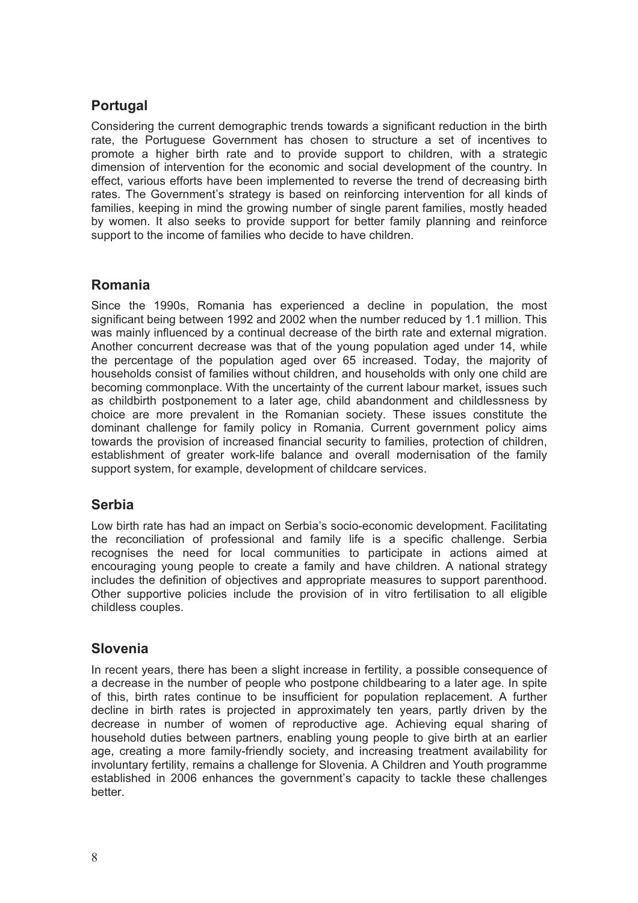## Portugal

Considering the current demographic trends towards a significant reduction in the birth rate, the Portuguese Government has chosen to structure a set of incentives to promote a higher birth rate and to provide support to children, with a strategic dimension of intervention for the economic and social development of the country. In effect, various efforts have been implemented to reverse the trend of decreasing birth rates. The Government's strategy is based on reinforcing intervention for all kinds of families, keeping in mind the growing number of single parent families, mostly headed by women. It also seeks to provide support for better family planning and reinforce support to the income of families who decide to have children.

## Romania

Since the 1990s, Romania has experienced a decline in population, the most significant being between 1992 and 2002 when the number reduced by 1.1 million. This was mainly influenced by a continual decrease of the birth rate and external migration. Another concurrent decrease was that of the young population aged under 14, while the percentage of the population aged over 65 increased. Today, the majority of households consist of families without children, and households with only one child are becoming commonplace. With the uncertainty of the current labour market, issues such as childbirth postponement to a later age, child abandonment and childlessness by choice are more prevalent in the Romanian society. These issues constitute the dominant challenge for family policy in Romania. Current government policy aims towards the provision of increased financial security to families, protection of children, establishment of greater work-life balance and overall modernisation of the family support system, for example, development of childcare services.

## Serbia

Low birth rate has had an impact on Serbia's socio-economic development. Facilitating the reconciliation of professional and family life is a specific challenge. Serbia recognises the need for local communities to participate in actions aimed at encouraging young people to create a family and have children. A national strategy includes the definition of objectives and appropriate measures to support parenthood. Other supportive policies include the provision of in vitro fertilisation to all eligible childless couples.

## Slovenia

In recent years, there has been a slight increase in fertility, a possible consequence of a decrease in the number of people who postpone childbearing to a later age. In spite of this, birth rates continue to be insufficient for population replacement. A further decline in birth rates is projected in approximately ten years, partly driven by the decrease in number of women of reproductive age. Achieving equal sharing of household duties between partners, enabling young people to give birth at an earlier age, creating a more family-friendly society, and increasing treatment availability for involuntary fertility, remains a challenge for Slovenia. A Children and Youth programme established in 2006 enhances the government's capacity to tackle these challenges better.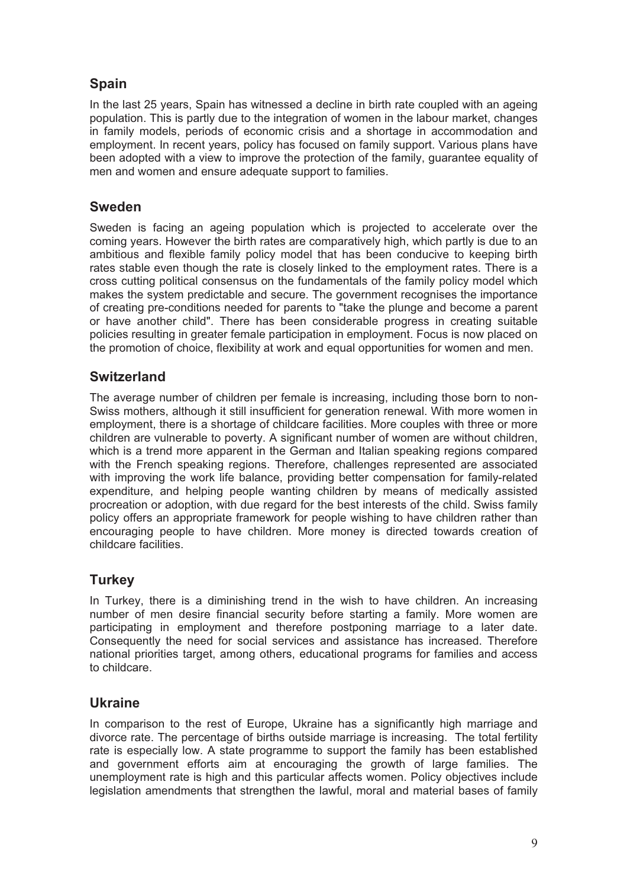## Spain

In the last 25 years, Spain has witnessed a decline in birth rate coupled with an ageing population. This is partly due to the integration of women in the labour market, changes in family models, periods of economic crisis and a shortage in accommodation and employment. In recent years, policy has focused on family support. Various plans have been adopted with a view to improve the protection of the family, guarantee equality of men and women and ensure adequate support to families.

## Sweden

Sweden is facing an ageing population which is projected to accelerate over the coming years. However the birth rates are comparatively high, which partly is due to an ambitious and flexible family policy model that has been conducive to keeping birth rates stable even though the rate is closely linked to the employment rates. There is a cross cutting political consensus on the fundamentals of the family policy model which makes the system predictable and secure. The government recognises the importance of creating pre-conditions needed for parents to "take the plunge and become a parent or have another child". There has been considerable progress in creating suitable policies resulting in greater female participation in employment. Focus is now placed on the promotion of choice, flexibility at work and equal opportunities for women and men.

## Switzerland

The average number of children per female is increasing, including those born to non-Swiss mothers, although it still insufficient for generation renewal. With more women in employment, there is a shortage of childcare facilities. More couples with three or more children are vulnerable to poverty. A significant number of women are without children, which is a trend more apparent in the German and Italian speaking regions compared with the French speaking regions. Therefore, challenges represented are associated with improving the work life balance, providing better compensation for family-related expenditure, and helping people wanting children by means of medically assisted procreation or adoption, with due regard for the best interests of the child. Swiss family policy offers an appropriate framework for people wishing to have children rather than encouraging people to have children. More money is directed towards creation of childcare facilities.

## Turkey

In Turkey, there is a diminishing trend in the wish to have children. An increasing number of men desire financial security before starting a family. More women are participating in employment and therefore postponing marriage to a later date. Consequently the need for social services and assistance has increased. Therefore national priorities target, among others, educational programs for families and access to childcare.

## Ukraine

In comparison to the rest of Europe, Ukraine has a significantly high marriage and divorce rate. The percentage of births outside marriage is increasing. The total fertility rate is especially low. A state programme to support the family has been established and government efforts aim at encouraging the growth of large families. The unemployment rate is high and this particular affects women. Policy objectives include legislation amendments that strengthen the lawful, moral and material bases of family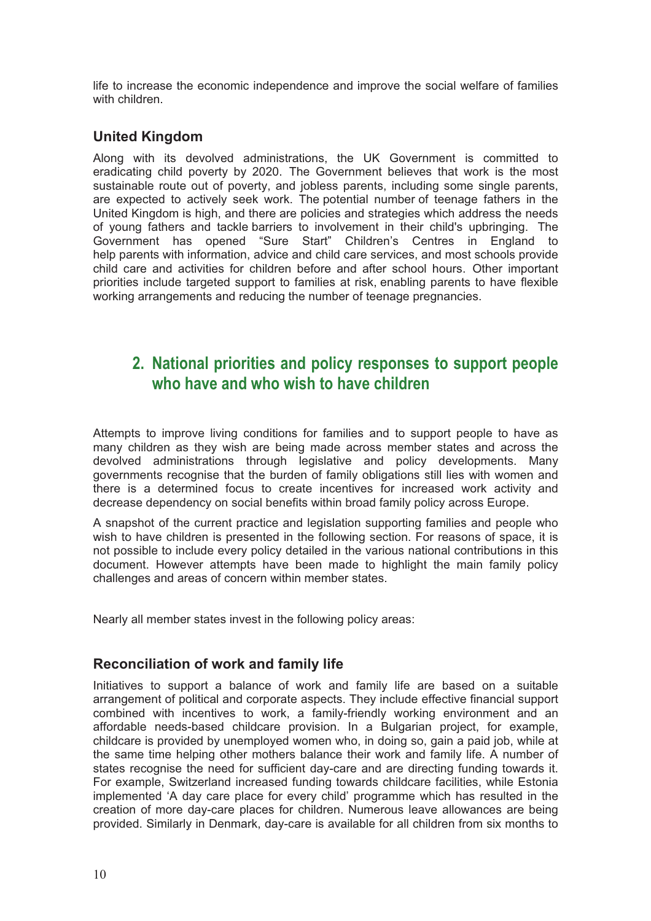life to increase the economic independence and improve the social welfare of families with children.

### United Kingdom

Along with its devolved administrations, the UK Government is committed to eradicating child poverty by 2020. The Government believes that work is the most sustainable route out of poverty, and jobless parents, including some single parents, are expected to actively seek work. The potential number of teenage fathers in the United Kingdom is high, and there are policies and strategies which address the needs of young fathers and tackle barriers to involvement in their child's upbringing. The Government has opened "Sure Start" Children's Centres in England to help parents with information, advice and child care services, and most schools provide child care and activities for children before and after school hours. Other important priorities include targeted support to families at risk, enabling parents to have flexible working arrangements and reducing the number of teenage pregnancies.

## 2. National priorities and policy responses to support people who have and who wish to have children

Attempts to improve living conditions for families and to support people to have as many children as they wish are being made across member states and across the devolved administrations through legislative and policy developments. Many governments recognise that the burden of family obligations still lies with women and there is a determined focus to create incentives for increased work activity and decrease dependency on social benefits within broad family policy across Europe.

A snapshot of the current practice and legislation supporting families and people who wish to have children is presented in the following section. For reasons of space, it is not possible to include every policy detailed in the various national contributions in this document. However attempts have been made to highlight the main family policy challenges and areas of concern within member states.

Nearly all member states invest in the following policy areas:

### Reconciliation of work and family life

Initiatives to support a balance of work and family life are based on a suitable arrangement of political and corporate aspects. They include effective financial support combined with incentives to work, a family-friendly working environment and an affordable needs-based childcare provision. In a Bulgarian project, for example, childcare is provided by unemployed women who, in doing so, gain a paid job, while at the same time helping other mothers balance their work and family life. A number of states recognise the need for sufficient day-care and are directing funding towards it. For example, Switzerland increased funding towards childcare facilities, while Estonia implemented 'A day care place for every child' programme which has resulted in the creation of more day-care places for children. Numerous leave allowances are being provided. Similarly in Denmark, day-care is available for all children from six months to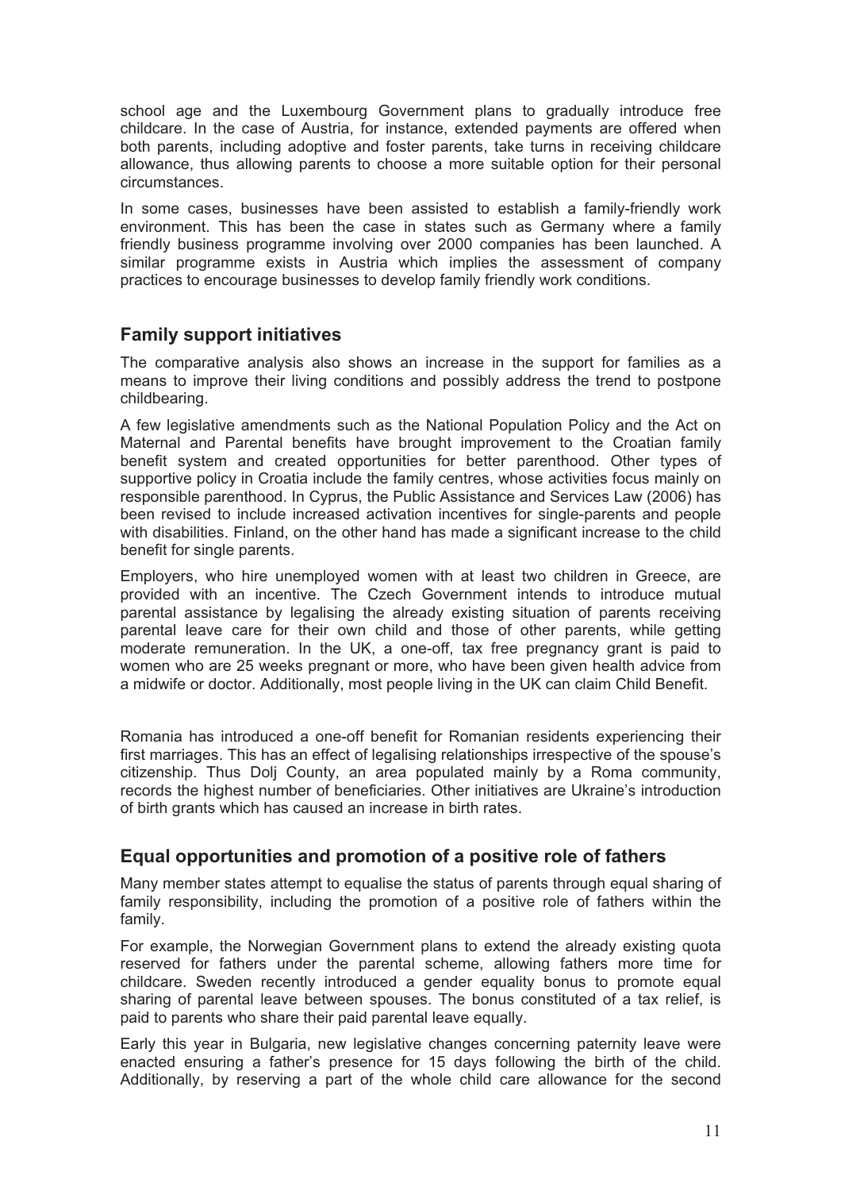school age and the Luxembourg Government plans to gradually introduce free childcare. In the case of Austria, for instance, extended payments are offered when both parents, including adoptive and foster parents, take turns in receiving childcare allowance, thus allowing parents to choose a more suitable option for their personal circumstances.

In some cases, businesses have been assisted to establish a family-friendly work environment. This has been the case in states such as Germany where a family friendly business programme involving over 2000 companies has been launched. A similar programme exists in Austria which implies the assessment of company practices to encourage businesses to develop family friendly work conditions.

## Family support initiatives

The comparative analysis also shows an increase in the support for families as a means to improve their living conditions and possibly address the trend to postpone childbearing.

A few legislative amendments such as the National Population Policy and the Act on Maternal and Parental benefits have brought improvement to the Croatian family benefit system and created opportunities for better parenthood. Other types of supportive policy in Croatia include the family centres, whose activities focus mainly on responsible parenthood. In Cyprus, the Public Assistance and Services Law (2006) has been revised to include increased activation incentives for single-parents and people with disabilities. Finland, on the other hand has made a significant increase to the child benefit for single parents.

Employers, who hire unemployed women with at least two children in Greece, are provided with an incentive. The Czech Government intends to introduce mutual parental assistance by legalising the already existing situation of parents receiving parental leave care for their own child and those of other parents, while getting moderate remuneration. In the UK, a one-off, tax free pregnancy grant is paid to women who are 25 weeks pregnant or more, who have been given health advice from a midwife or doctor. Additionally, most people living in the UK can claim Child Benefit.

Romania has introduced a one-off benefit for Romanian residents experiencing their first marriages. This has an effect of legalising relationships irrespective of the spouse's citizenship. Thus Dolj County, an area populated mainly by a Roma community, records the highest number of beneficiaries. Other initiatives are Ukraine's introduction of birth grants which has caused an increase in birth rates.

## Equal opportunities and promotion of a positive role of fathers

Many member states attempt to equalise the status of parents through equal sharing of family responsibility, including the promotion of a positive role of fathers within the family.

For example, the Norwegian Government plans to extend the already existing quota reserved for fathers under the parental scheme, allowing fathers more time for childcare. Sweden recently introduced a gender equality bonus to promote equal sharing of parental leave between spouses. The bonus constituted of a tax relief, is paid to parents who share their paid parental leave equally.

Early this year in Bulgaria, new legislative changes concerning paternity leave were enacted ensuring a father's presence for 15 days following the birth of the child. Additionally, by reserving a part of the whole child care allowance for the second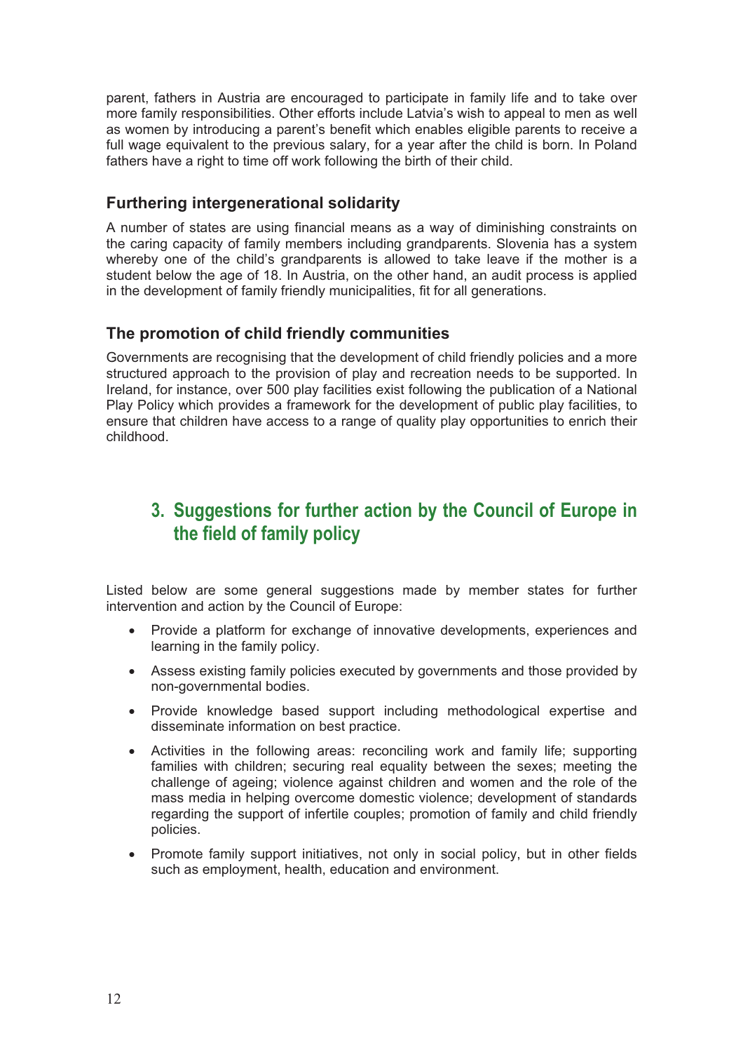parent, fathers in Austria are encouraged to participate in family life and to take over more family responsibilities. Other efforts include Latvia's wish to appeal to men as well as women by introducing a parent's benefit which enables eligible parents to receive a full wage equivalent to the previous salary, for a year after the child is born. In Poland fathers have a right to time off work following the birth of their child.

### Furthering intergenerational solidarity

A number of states are using financial means as a way of diminishing constraints on the caring capacity of family members including grandparents. Slovenia has a system whereby one of the child's grandparents is allowed to take leave if the mother is a student below the age of 18. In Austria, on the other hand, an audit process is applied in the development of family friendly municipalities, fit for all generations.

### The promotion of child friendly communities

Governments are recognising that the development of child friendly policies and a more structured approach to the provision of play and recreation needs to be supported. In Ireland, for instance, over 500 play facilities exist following the publication of a National Play Policy which provides a framework for the development of public play facilities, to ensure that children have access to a range of quality play opportunities to enrich their childhood.

## 3. Suggestions for further action by the Council of Europe in the field of family policy

Listed below are some general suggestions made by member states for further intervention and action by the Council of Europe:

- Provide a platform for exchange of innovative developments, experiences and learning in the family policy.
- Assess existing family policies executed by governments and those provided by non-governmental bodies.
- Provide knowledge based support including methodological expertise and disseminate information on best practice.
- Activities in the following areas: reconciling work and family life; supporting families with children; securing real equality between the sexes; meeting the challenge of ageing; violence against children and women and the role of the mass media in helping overcome domestic violence; development of standards regarding the support of infertile couples; promotion of family and child friendly policies.
- Promote family support initiatives, not only in social policy, but in other fields such as employment, health, education and environment.